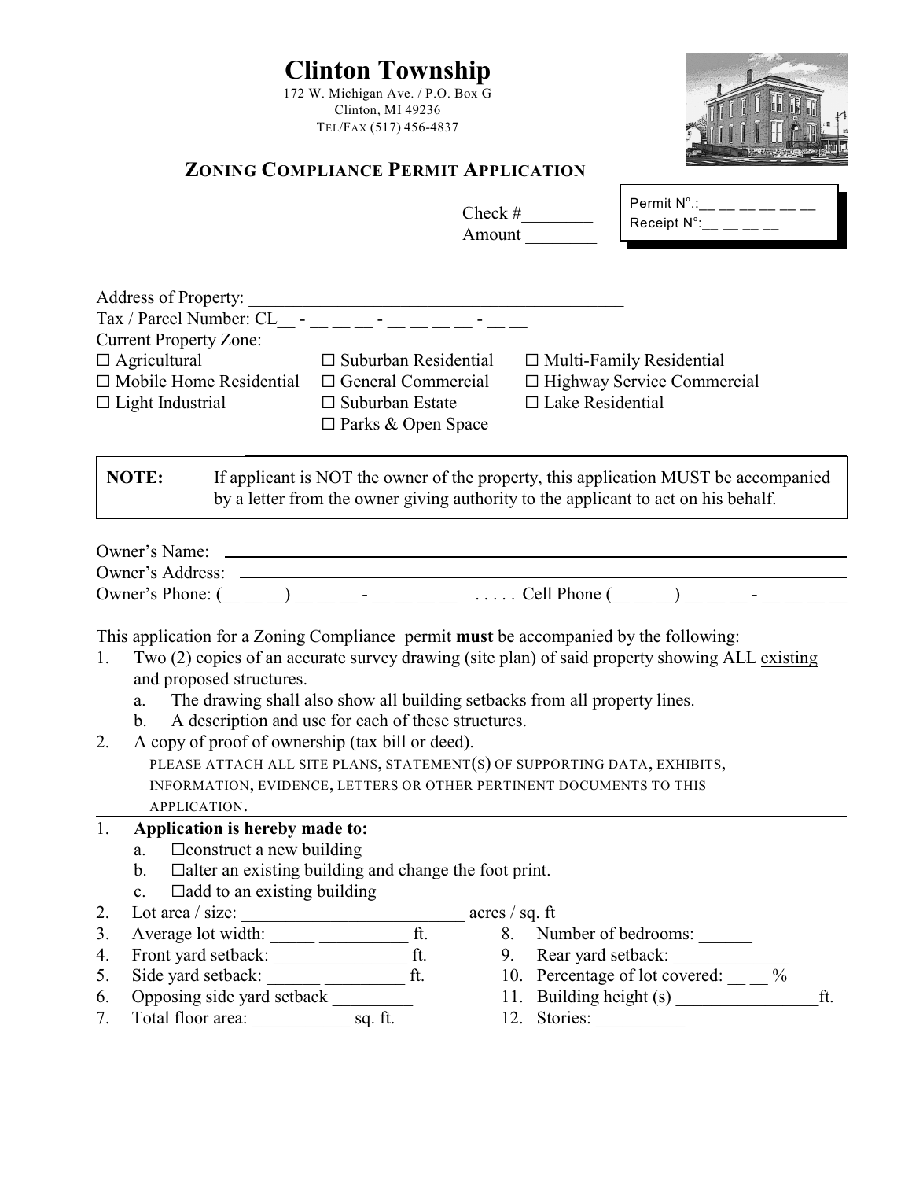# Clinton Township

172 W. Michigan Ave. / P.O. Box G
Clinton, MI 49236
TEL/FAX (517) 456-4837

## ZONING COMPLIANCE PERMIT APPLICATION

Check #________
Amount ________

Permit N°.:__ __ __ __ __ __
Receipt N°:__ __ __ __

Address of Property: ___________________________________________
Tax / Parcel Number: CL__ - __ __ __ - __ __ __ __ - __ __
Current Property Zone:

☐ Agricultural ☐ Suburban Residential ☐ Multi-Family Residential
☐ Mobile Home Residential ☐ General Commercial ☐ Highway Service Commercial
☐ Light Industrial ☐ Suburban Estate ☐ Lake Residential
☐ Parks & Open Space

**NOTE:** If applicant is NOT the owner of the property, this application MUST be accompanied by a letter from the owner giving authority to the applicant to act on his behalf.

Owner's Name: ___________________________________________
Owner's Address: ___________________________________________
Owner's Phone: (__ __ __) __ __ __ - __ __ __ __ . . . . . Cell Phone (__ __ __) __ __ __ - __ __ __ __

This application for a Zoning Compliance permit **must** be accompanied by the following:

1. Two (2) copies of an accurate survey drawing (site plan) of said property showing ALL existing and proposed structures.
   a. The drawing shall also show all building setbacks from all property lines.
   b. A description and use for each of these structures.
2. A copy of proof of ownership (tax bill or deed).

PLEASE ATTACH ALL SITE PLANS, STATEMENT(S) OF SUPPORTING DATA, EXHIBITS, INFORMATION, EVIDENCE, LETTERS OR OTHER PERTINENT DOCUMENTS TO THIS APPLICATION.

---

1. **Application is hereby made to:**
   a. ☐construct a new building
   b. ☐alter an existing building and change the foot print.
   c. ☐add to an existing building
2. Lot area / size: _________________________ acres / sq. ft
3. Average lot width: _____ __________ ft.
4. Front yard setback: _______________ ft.
5. Side yard setback: ______ _________ ft.
6. Opposing side yard setback _________
7. Total floor area: ___________ sq. ft.
8. Number of bedrooms: ______
9. Rear yard setback: _____________
10. Percentage of lot covered: __ __ %
11. Building height (s) ________________ft.
12. Stories: __________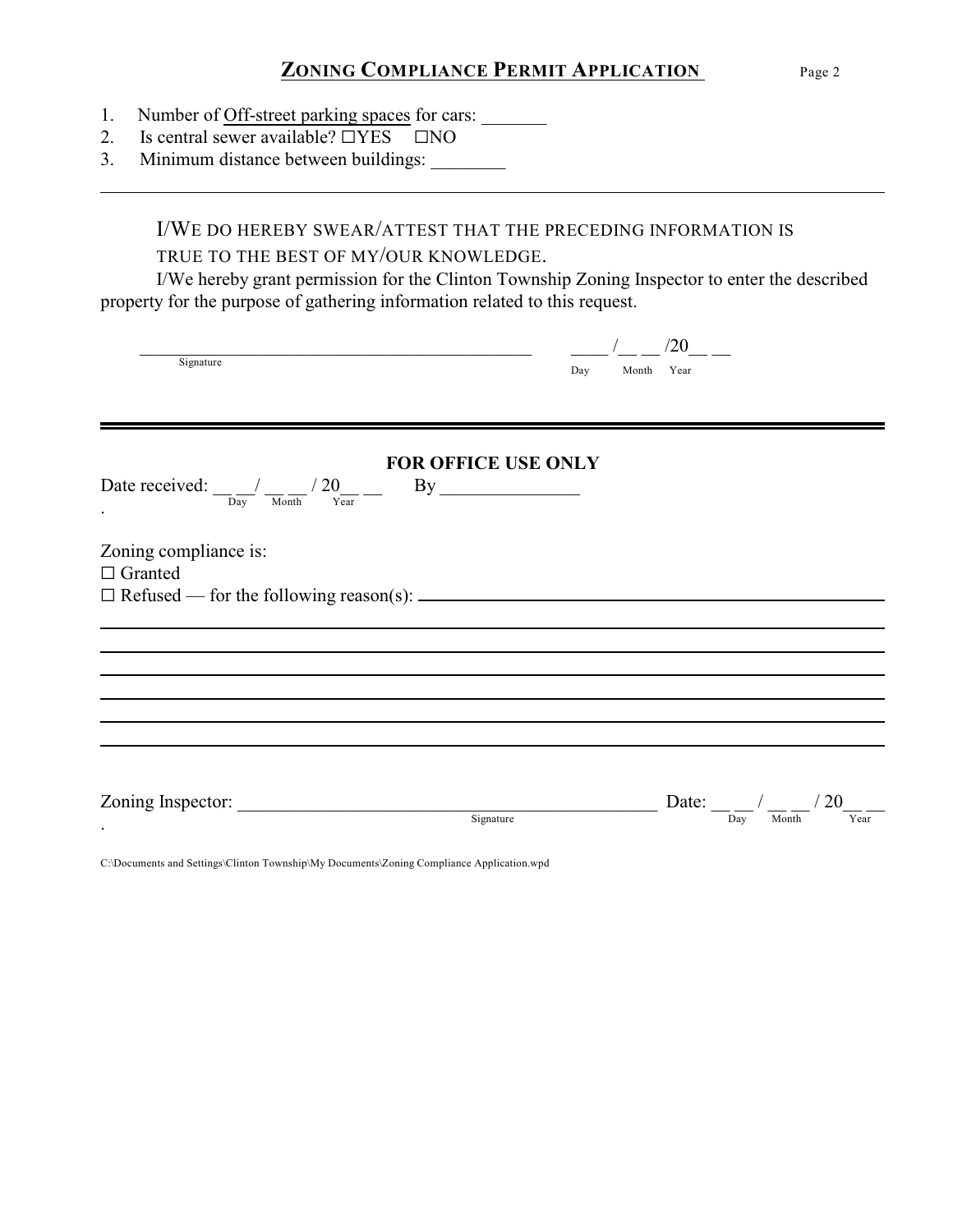## Zoning Compliance Permit Application

1. Number of Off-street parking spaces for cars: _______
2. Is central sewer available? ☐YES ☐NO
3. Minimum distance between buildings: ________

---

I/WE DO HEREBY SWEAR/ATTEST THAT THE PRECEDING INFORMATION IS TRUE TO THE BEST OF MY/OUR KNOWLEDGE.

I/We hereby grant permission for the Clinton Township Zoning Inspector to enter the described property for the purpose of gathering information related to this request.

____________________________________________ ____ /__ __ /20__ __
Signature Day Month Year

---

**FOR OFFICE USE ONLY**

Date received: __ __/ __ __ / 20__ __ By _______________
Day Month Year

Zoning compliance is:

☐ Granted

☐ Refused — for the following reason(s): ______________________________________________

______________________________________________________________________________

______________________________________________________________________________

______________________________________________________________________________

______________________________________________________________________________

______________________________________________________________________________

______________________________________________________________________________

Zoning Inspector: ______________________________________________ Date: __ __ / __ __ / 20__ __
Signature Day Month Year

C:\Documents and Settings\Clinton Township\My Documents\Zoning Compliance Application.wpd